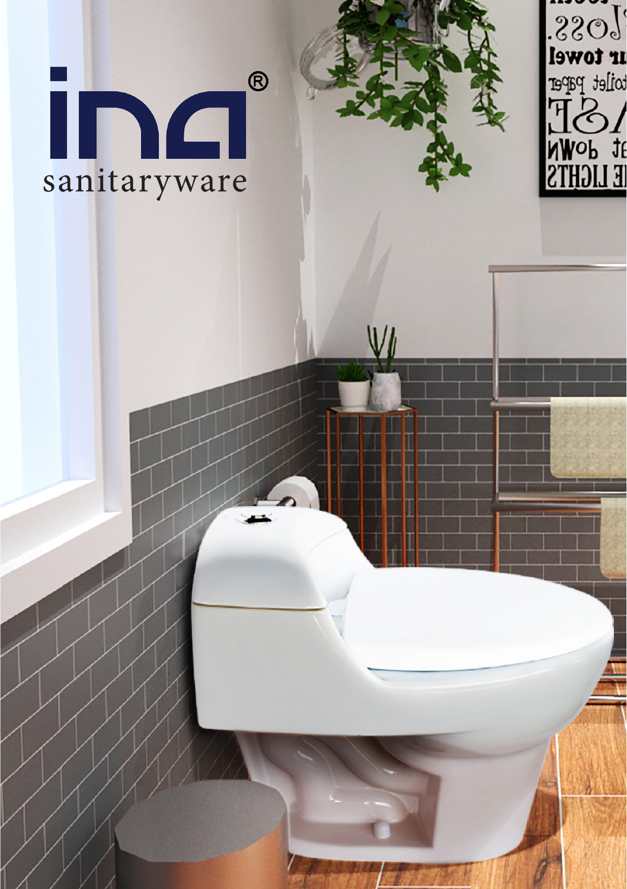ina®

sanitaryware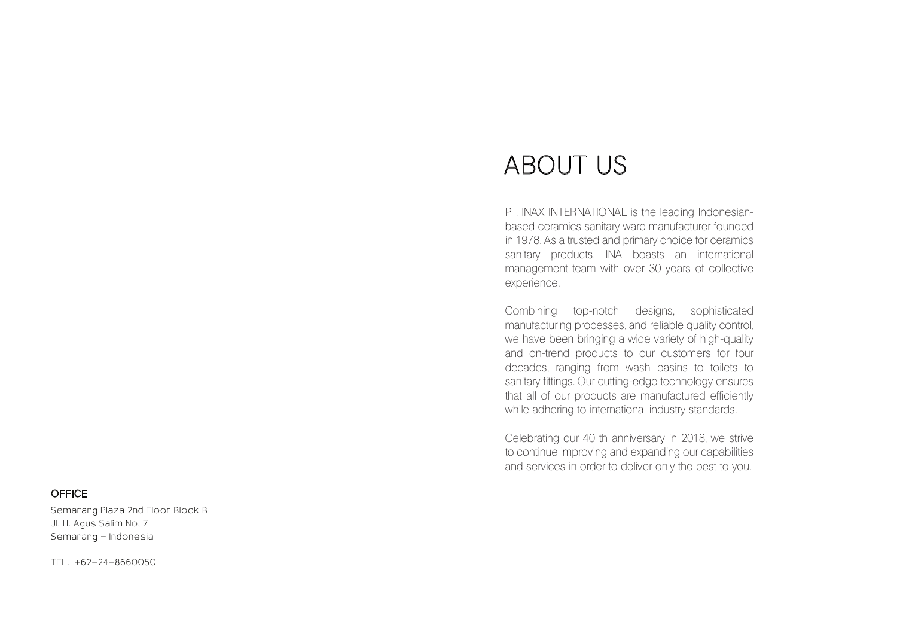# ABOUT US

PT. INAX INTERNATIONAL is the leading Indonesian-based ceramics sanitary ware manufacturer founded in 1978. As a trusted and primary choice for ceramics sanitary products, INA boasts an international management team with over 30 years of collective experience.

Combining top-notch designs, sophisticated manufacturing processes, and reliable quality control, we have been bringing a wide variety of high-quality and on-trend products to our customers for four decades, ranging from wash basins to toilets to sanitary fittings. Our cutting-edge technology ensures that all of our products are manufactured efficiently while adhering to international industry standards.

Celebrating our 40 th anniversary in 2018, we strive to continue improving and expanding our capabilities and services in order to deliver only the best to you.

**OFFICE**

Semarang Plaza 2nd Floor Block B
Jl. H. Agus Salim No. 7
Semarang - Indonesia

TEL. +62-24-8660050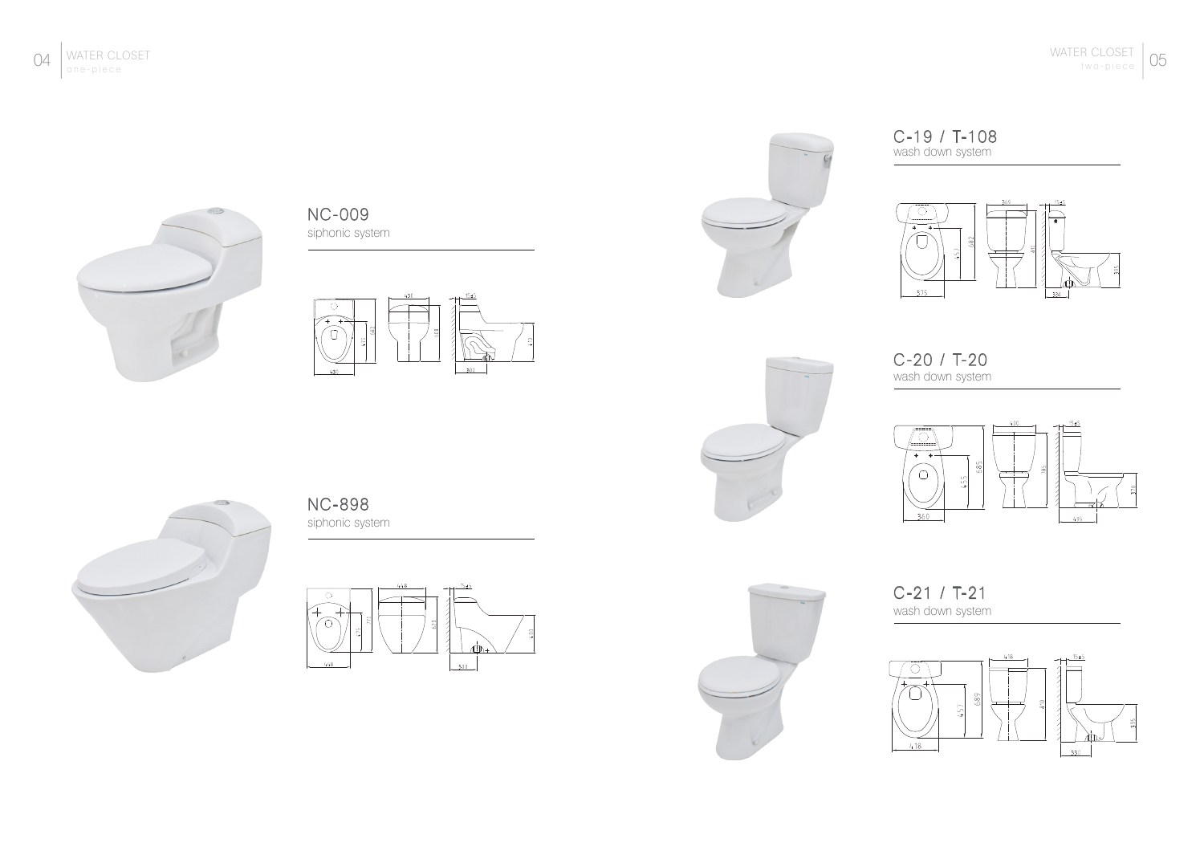# WATER CLOSET
one-piece

## NC-009
siphonic system

## NC-898
siphonic system

# WATER CLOSET
two-piece

## C-19 / T-108
wash down system

## C-20 / T-20
wash down system

## C-21 / T-21
wash down system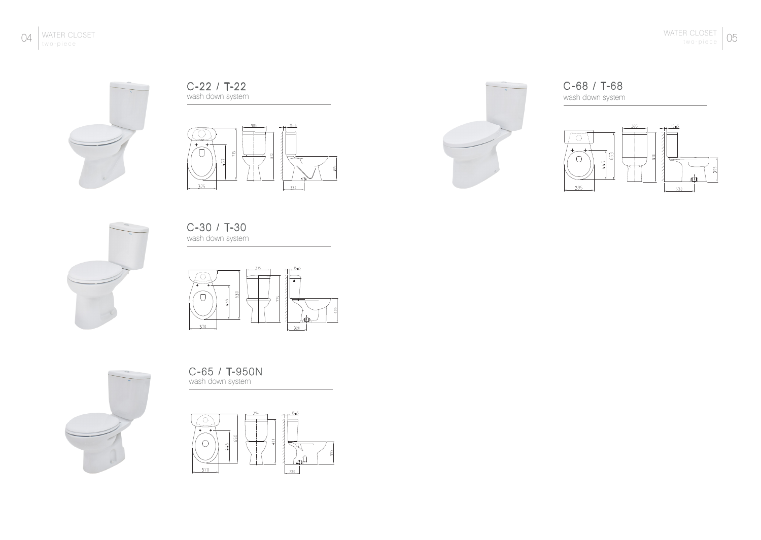## C-22 / T-22

wash down system

375
385
457
715
810
15±5
395
330

## C-30 / T-30

wash down system

370
375
455
530
775
15±5
415
320

## C-65 / T-950N

wash down system

370
394
445
650
818
15±5
395
330

## C-68 / T-68

wash down system

395
395
445
653
810
15±5
395
430